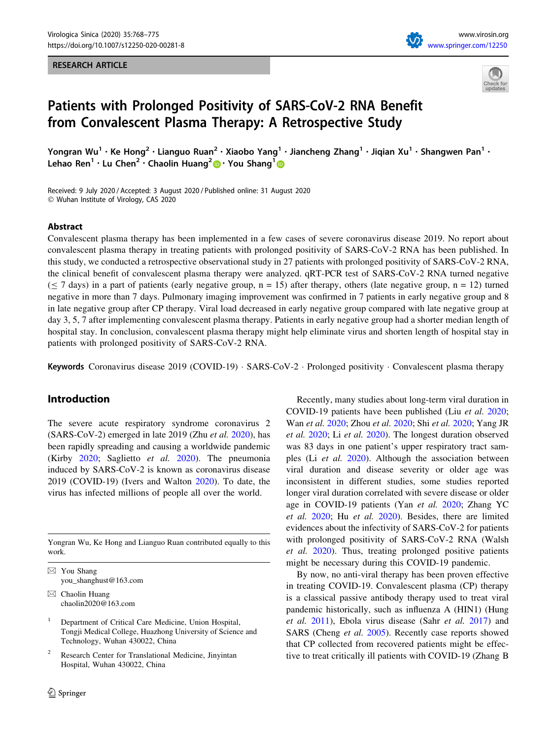RESEARCH ARTICLE

# Patients with Prolonged Positivity of SARS-CoV-2 RNA Benefit from Convalescent Plasma Therapy: A Retrospective Study

Yongran Wu[1] · Ke Hong[2] · Lianguo Ruan[2] · Xiaobo Yang[1] · Jiancheng Zhang[1] · Jiqian Xu[1] · Shangwen Pan[1] · Lehao Ren[1] · Lu Chen[2] · Chaolin Huang[2] · You Shang[1]

Received: 9 July 2020 / Accepted: 3 August 2020 / Published online: 31 August 2020
© Wuhan Institute of Virology, CAS 2020

## Abstract

Convalescent plasma therapy has been implemented in a few cases of severe coronavirus disease 2019. No report about convalescent plasma therapy in treating patients with prolonged positivity of SARS-CoV-2 RNA has been published. In this study, we conducted a retrospective observational study in 27 patients with prolonged positivity of SARS-CoV-2 RNA, the clinical benefit of convalescent plasma therapy were analyzed. qRT-PCR test of SARS-CoV-2 RNA turned negative ($\leq$ 7 days) in a part of patients (early negative group, n = 15) after therapy, others (late negative group, n = 12) turned negative in more than 7 days. Pulmonary imaging improvement was confirmed in 7 patients in early negative group and 8 in late negative group after CP therapy. Viral load decreased in early negative group compared with late negative group at day 3, 5, 7 after implementing convalescent plasma therapy. Patients in early negative group had a shorter median length of hospital stay. In conclusion, convalescent plasma therapy might help eliminate virus and shorten length of hospital stay in patients with prolonged positivity of SARS-CoV-2 RNA.

**Keywords** Coronavirus disease 2019 (COVID-19) · SARS-CoV-2 · Prolonged positivity · Convalescent plasma therapy

## Introduction

The severe acute respiratory syndrome coronavirus 2 (SARS-CoV-2) emerged in late 2019 (Zhu *et al.* 2020), has been rapidly spreading and causing a worldwide pandemic (Kirby 2020; Saglietto *et al.* 2020). The pneumonia induced by SARS-CoV-2 is known as coronavirus disease 2019 (COVID-19) (Ivers and Walton 2020). To date, the virus has infected millions of people all over the world.

Recently, many studies about long-term viral duration in COVID-19 patients have been published (Liu *et al.* 2020; Wan *et al.* 2020; Zhou *et al.* 2020; Shi *et al.* 2020; Yang JR *et al.* 2020; Li *et al.* 2020). The longest duration observed was 83 days in one patient's upper respiratory tract samples (Li *et al.* 2020). Although the association between viral duration and disease severity or older age was inconsistent in different studies, some studies reported longer viral duration correlated with severe disease or older age in COVID-19 patients (Yan *et al.* 2020; Zhang YC *et al.* 2020; Hu *et al.* 2020). Besides, there are limited evidences about the infectivity of SARS-CoV-2 for patients with prolonged positivity of SARS-CoV-2 RNA (Walsh *et al.* 2020). Thus, treating prolonged positive patients might be necessary during this COVID-19 pandemic.

By now, no anti-viral therapy has been proven effective in treating COVID-19. Convalescent plasma (CP) therapy is a classical passive antibody therapy used to treat viral pandemic historically, such as influenza A (HIN1) (Hung *et al.* 2011), Ebola virus disease (Sahr *et al.* 2017) and SARS (Cheng *et al.* 2005). Recently case reports showed that CP collected from recovered patients might be effective to treat critically ill patients with COVID-19 (Zhang B

---

Yongran Wu, Ke Hong and Lianguo Ruan contributed equally to this work.

✉ You Shang
you_shanghust@163.com

✉ Chaolin Huang
chaolin2020@163.com

[1] Department of Critical Care Medicine, Union Hospital, Tongji Medical College, Huazhong University of Science and Technology, Wuhan 430022, China

[2] Research Center for Translational Medicine, Jinyintan Hospital, Wuhan 430022, China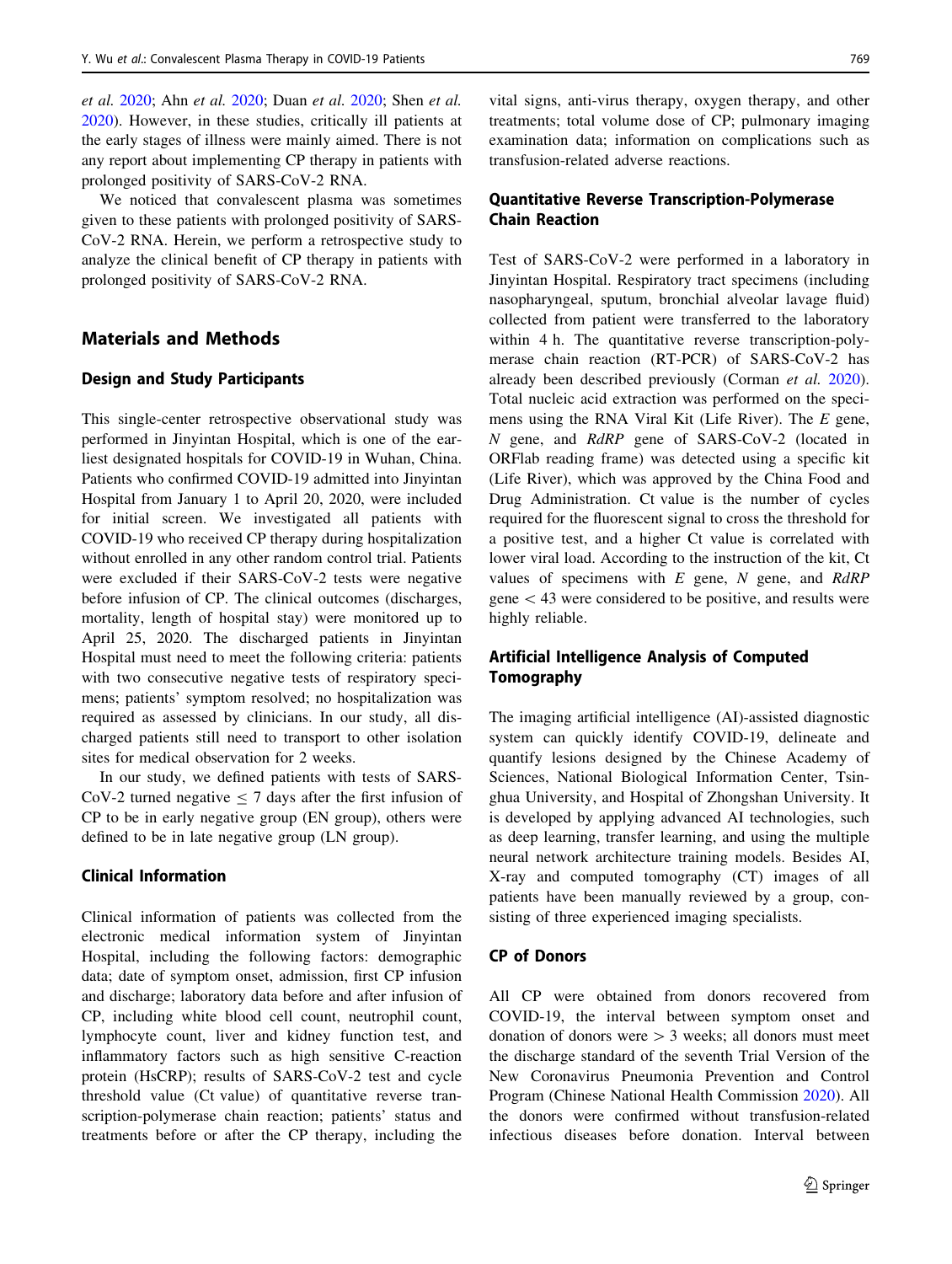et al. 2020; Ahn et al. 2020; Duan et al. 2020; Shen et al. 2020). However, in these studies, critically ill patients at the early stages of illness were mainly aimed. There is not any report about implementing CP therapy in patients with prolonged positivity of SARS-CoV-2 RNA.

We noticed that convalescent plasma was sometimes given to these patients with prolonged positivity of SARS-CoV-2 RNA. Herein, we perform a retrospective study to analyze the clinical benefit of CP therapy in patients with prolonged positivity of SARS-CoV-2 RNA.

## Materials and Methods

### Design and Study Participants

This single-center retrospective observational study was performed in Jinyintan Hospital, which is one of the earliest designated hospitals for COVID-19 in Wuhan, China. Patients who confirmed COVID-19 admitted into Jinyintan Hospital from January 1 to April 20, 2020, were included for initial screen. We investigated all patients with COVID-19 who received CP therapy during hospitalization without enrolled in any other random control trial. Patients were excluded if their SARS-CoV-2 tests were negative before infusion of CP. The clinical outcomes (discharges, mortality, length of hospital stay) were monitored up to April 25, 2020. The discharged patients in Jinyintan Hospital must need to meet the following criteria: patients with two consecutive negative tests of respiratory specimens; patients' symptom resolved; no hospitalization was required as assessed by clinicians. In our study, all discharged patients still need to transport to other isolation sites for medical observation for 2 weeks.

In our study, we defined patients with tests of SARS-CoV-2 turned negative $\leq$ 7 days after the first infusion of CP to be in early negative group (EN group), others were defined to be in late negative group (LN group).

### Clinical Information

Clinical information of patients was collected from the electronic medical information system of Jinyintan Hospital, including the following factors: demographic data; date of symptom onset, admission, first CP infusion and discharge; laboratory data before and after infusion of CP, including white blood cell count, neutrophil count, lymphocyte count, liver and kidney function test, and inflammatory factors such as high sensitive C-reaction protein (HsCRP); results of SARS-CoV-2 test and cycle threshold value (Ct value) of quantitative reverse transcription-polymerase chain reaction; patients' status and treatments before or after the CP therapy, including the vital signs, anti-virus therapy, oxygen therapy, and other treatments; total volume dose of CP; pulmonary imaging examination data; information on complications such as transfusion-related adverse reactions.

### Quantitative Reverse Transcription-Polymerase Chain Reaction

Test of SARS-CoV-2 were performed in a laboratory in Jinyintan Hospital. Respiratory tract specimens (including nasopharyngeal, sputum, bronchial alveolar lavage fluid) collected from patient were transferred to the laboratory within 4 h. The quantitative reverse transcription-polymerase chain reaction (RT-PCR) of SARS-CoV-2 has already been described previously (Corman et al. 2020). Total nucleic acid extraction was performed on the specimens using the RNA Viral Kit (Life River). The *E* gene, *N* gene, and *RdRP* gene of SARS-CoV-2 (located in ORFlab reading frame) was detected using a specific kit (Life River), which was approved by the China Food and Drug Administration. Ct value is the number of cycles required for the fluorescent signal to cross the threshold for a positive test, and a higher Ct value is correlated with lower viral load. According to the instruction of the kit, Ct values of specimens with *E* gene, *N* gene, and *RdRP* gene $<$ 43 were considered to be positive, and results were highly reliable.

### Artificial Intelligence Analysis of Computed Tomography

The imaging artificial intelligence (AI)-assisted diagnostic system can quickly identify COVID-19, delineate and quantify lesions designed by the Chinese Academy of Sciences, National Biological Information Center, Tsinghua University, and Hospital of Zhongshan University. It is developed by applying advanced AI technologies, such as deep learning, transfer learning, and using the multiple neural network architecture training models. Besides AI, X-ray and computed tomography (CT) images of all patients have been manually reviewed by a group, consisting of three experienced imaging specialists.

### CP of Donors

All CP were obtained from donors recovered from COVID-19, the interval between symptom onset and donation of donors were $>$ 3 weeks; all donors must meet the discharge standard of the seventh Trial Version of the New Coronavirus Pneumonia Prevention and Control Program (Chinese National Health Commission 2020). All the donors were confirmed without transfusion-related infectious diseases before donation. Interval between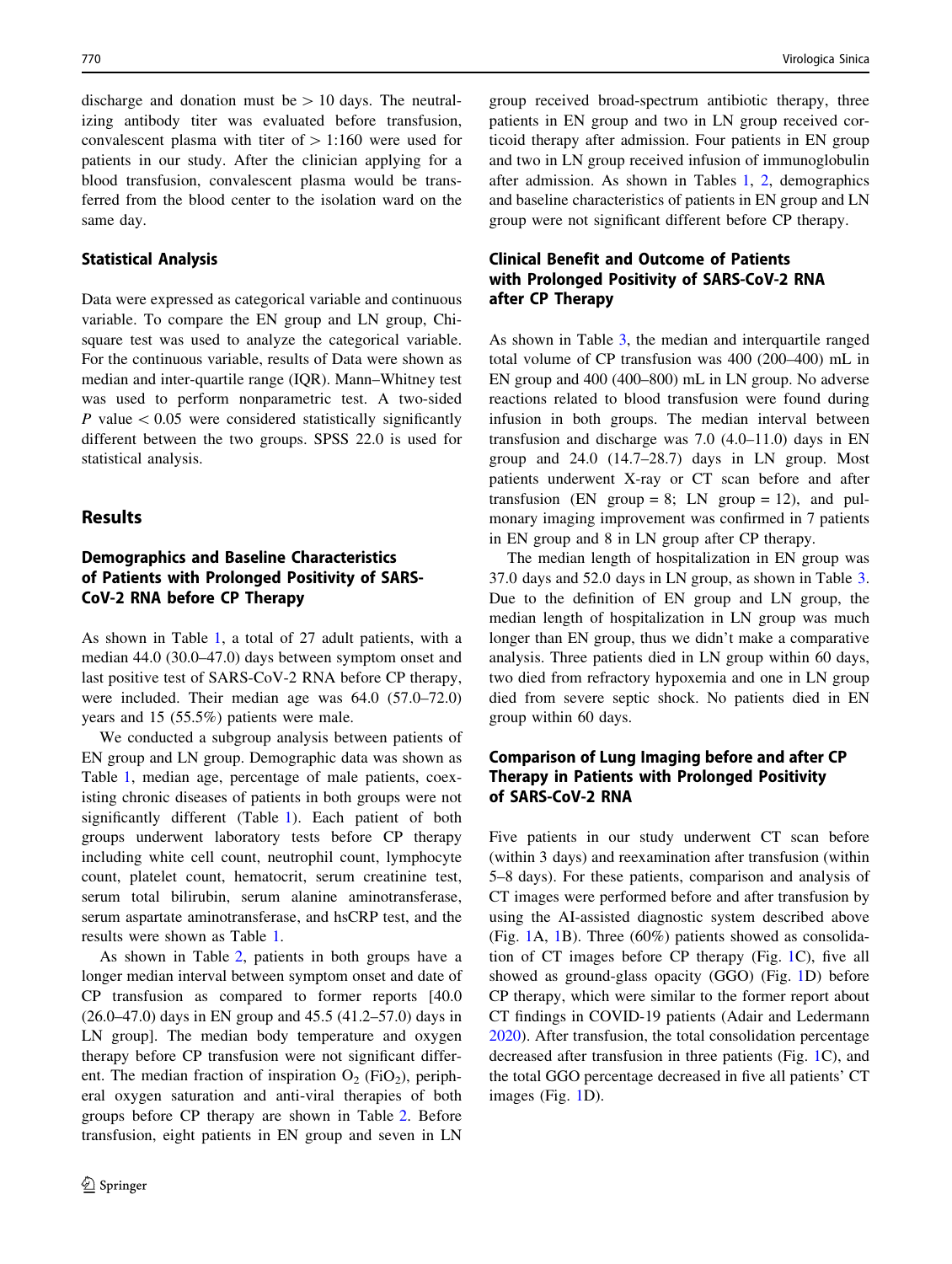discharge and donation must be > 10 days. The neutralizing antibody titer was evaluated before transfusion, convalescent plasma with titer of > 1:160 were used for patients in our study. After the clinician applying for a blood transfusion, convalescent plasma would be transferred from the blood center to the isolation ward on the same day.

### Statistical Analysis

Data were expressed as categorical variable and continuous variable. To compare the EN group and LN group, Chi-square test was used to analyze the categorical variable. For the continuous variable, results of Data were shown as median and inter-quartile range (IQR). Mann–Whitney test was used to perform nonparametric test. A two-sided $P$ value < 0.05 were considered statistically significantly different between the two groups. SPSS 22.0 is used for statistical analysis.

## Results

### Demographics and Baseline Characteristics of Patients with Prolonged Positivity of SARS-CoV-2 RNA before CP Therapy

As shown in Table 1, a total of 27 adult patients, with a median 44.0 (30.0–47.0) days between symptom onset and last positive test of SARS-CoV-2 RNA before CP therapy, were included. Their median age was 64.0 (57.0–72.0) years and 15 (55.5%) patients were male.

We conducted a subgroup analysis between patients of EN group and LN group. Demographic data was shown as Table 1, median age, percentage of male patients, coexisting chronic diseases of patients in both groups were not significantly different (Table 1). Each patient of both groups underwent laboratory tests before CP therapy including white cell count, neutrophil count, lymphocyte count, platelet count, hematocrit, serum creatinine test, serum total bilirubin, serum alanine aminotransferase, serum aspartate aminotransferase, and hsCRP test, and the results were shown as Table 1.

As shown in Table 2, patients in both groups have a longer median interval between symptom onset and date of CP transfusion as compared to former reports [40.0 (26.0–47.0) days in EN group and 45.5 (41.2–57.0) days in LN group]. The median body temperature and oxygen therapy before CP transfusion were not significant different. The median fraction of inspiration $O_2$ ($FiO_2$), peripheral oxygen saturation and anti-viral therapies of both groups before CP therapy are shown in Table 2. Before transfusion, eight patients in EN group and seven in LN group received broad-spectrum antibiotic therapy, three patients in EN group and two in LN group received corticoid therapy after admission. Four patients in EN group and two in LN group received infusion of immunoglobulin after admission. As shown in Tables 1, 2, demographics and baseline characteristics of patients in EN group and LN group were not significant different before CP therapy.

### Clinical Benefit and Outcome of Patients with Prolonged Positivity of SARS-CoV-2 RNA after CP Therapy

As shown in Table 3, the median and interquartile ranged total volume of CP transfusion was 400 (200–400) mL in EN group and 400 (400–800) mL in LN group. No adverse reactions related to blood transfusion were found during infusion in both groups. The median interval between transfusion and discharge was 7.0 (4.0–11.0) days in EN group and 24.0 (14.7–28.7) days in LN group. Most patients underwent X-ray or CT scan before and after transfusion (EN group = 8; LN group = 12), and pulmonary imaging improvement was confirmed in 7 patients in EN group and 8 in LN group after CP therapy.

The median length of hospitalization in EN group was 37.0 days and 52.0 days in LN group, as shown in Table 3. Due to the definition of EN group and LN group, the median length of hospitalization in LN group was much longer than EN group, thus we didn't make a comparative analysis. Three patients died in LN group within 60 days, two died from refractory hypoxemia and one in LN group died from severe septic shock. No patients died in EN group within 60 days.

### Comparison of Lung Imaging before and after CP Therapy in Patients with Prolonged Positivity of SARS-CoV-2 RNA

Five patients in our study underwent CT scan before (within 3 days) and reexamination after transfusion (within 5–8 days). For these patients, comparison and analysis of CT images were performed before and after transfusion by using the AI-assisted diagnostic system described above (Fig. 1A, 1B). Three (60%) patients showed as consolidation of CT images before CP therapy (Fig. 1C), five all showed as ground-glass opacity (GGO) (Fig. 1D) before CP therapy, which were similar to the former report about CT findings in COVID-19 patients (Adair and Ledermann 2020). After transfusion, the total consolidation percentage decreased after transfusion in three patients (Fig. 1C), and the total GGO percentage decreased in five all patients' CT images (Fig. 1D).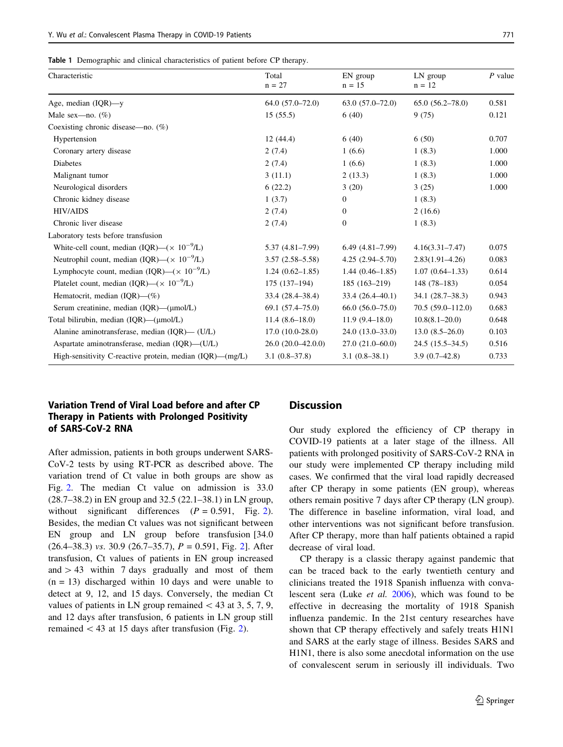**Table 1** Demographic and clinical characteristics of patient before CP therapy.

| Characteristic | Total n = 27 | EN group n = 15 | LN group n = 12 | P value |
|---|---|---|---|---|
| Age, median (IQR)—y | 64.0 (57.0–72.0) | 63.0 (57.0–72.0) | 65.0 (56.2–78.0) | 0.581 |
| Male sex—no. (%) | 15 (55.5) | 6 (40) | 9 (75) | 0.121 |
| Coexisting chronic disease—no. (%) | | | | |
| Hypertension | 12 (44.4) | 6 (40) | 6 (50) | 0.707 |
| Coronary artery disease | 2 (7.4) | 1 (6.6) | 1 (8.3) | 1.000 |
| Diabetes | 2 (7.4) | 1 (6.6) | 1 (8.3) | 1.000 |
| Malignant tumor | 3 (11.1) | 2 (13.3) | 1 (8.3) | 1.000 |
| Neurological disorders | 6 (22.2) | 3 (20) | 3 (25) | 1.000 |
| Chronic kidney disease | 1 (3.7) | 0 | 1 (8.3) | |
| HIV/AIDS | 2 (7.4) | 0 | 2 (16.6) | |
| Chronic liver disease | 2 (7.4) | 0 | 1 (8.3) | |
| Laboratory tests before transfusion | | | | |
| White-cell count, median (IQR)—($\times 10^{-9}$/L) | 5.37 (4.81–7.99) | 6.49 (4.81–7.99) | 4.16(3.31–7.47) | 0.075 |
| Neutrophil count, median (IQR)—($\times 10^{-9}$/L) | 3.57 (2.58–5.58) | 4.25 (2.94–5.70) | 2.83(1.91–4.26) | 0.083 |
| Lymphocyte count, median (IQR)—($\times 10^{-9}$/L) | 1.24 (0.62–1.85) | 1.44 (0.46–1.85) | 1.07 (0.64–1.33) | 0.614 |
| Platelet count, median (IQR)—($\times 10^{-9}$/L) | 175 (137–194) | 185 (163–219) | 148 (78–183) | 0.054 |
| Hematocrit, median (IQR)—(%) | 33.4 (28.4–38.4) | 33.4 (26.4–40.1) | 34.1 (28.7–38.3) | 0.943 |
| Serum creatinine, median (IQR)—(μmol/L) | 69.1 (57.4–75.0) | 66.0 (56.0–75.0) | 70.5 (59.0–112.0) | 0.683 |
| Total bilirubin, median (IQR)—(μmol/L) | 11.4 (8.6–18.0) | 11.9 (9.4–18.0) | 10.8(8.1–20.0) | 0.648 |
| Alanine aminotransferase, median (IQR)— (U/L) | 17.0 (10.0–28.0) | 24.0 (13.0–33.0) | 13.0 (8.5–26.0) | 0.103 |
| Aspartate aminotransferase, median (IQR)—(U/L) | 26.0 (20.0–42.0.0) | 27.0 (21.0–60.0) | 24.5 (15.5–34.5) | 0.516 |
| High-sensitivity C-reactive protein, median (IQR)—(mg/L) | 3.1 (0.8–37.8) | 3.1 (0.8–38.1) | 3.9 (0.7–42.8) | 0.733 |

### Variation Trend of Viral Load before and after CP Therapy in Patients with Prolonged Positivity of SARS-CoV-2 RNA

After admission, patients in both groups underwent SARS-CoV-2 tests by using RT-PCR as described above. The variation trend of Ct value in both groups are show as Fig. 2. The median Ct value on admission is 33.0 (28.7–38.2) in EN group and 32.5 (22.1–38.1) in LN group, without significant differences ($P = 0.591$, Fig. 2). Besides, the median Ct values was not significant between EN group and LN group before transfusion [34.0 (26.4–38.3) *vs.* 30.9 (26.7–35.7), $P = 0.591$, Fig. 2]. After transfusion, Ct values of patients in EN group increased and > 43 within 7 days gradually and most of them (n = 13) discharged within 10 days and were unable to detect at 9, 12, and 15 days. Conversely, the median Ct values of patients in LN group remained < 43 at 3, 5, 7, 9, and 12 days after transfusion, 6 patients in LN group still remained < 43 at 15 days after transfusion (Fig. 2).

## Discussion

Our study explored the efficiency of CP therapy in COVID-19 patients at a later stage of the illness. All patients with prolonged positivity of SARS-CoV-2 RNA in our study were implemented CP therapy including mild cases. We confirmed that the viral load rapidly decreased after CP therapy in some patients (EN group), whereas others remain positive 7 days after CP therapy (LN group). The difference in baseline information, viral load, and other interventions was not significant before transfusion. After CP therapy, more than half patients obtained a rapid decrease of viral load.

CP therapy is a classic therapy against pandemic that can be traced back to the early twentieth century and clinicians treated the 1918 Spanish influenza with convalescent sera (Luke *et al.* 2006), which was found to be effective in decreasing the mortality of 1918 Spanish influenza pandemic. In the 21st century researches have shown that CP therapy effectively and safely treats H1N1 and SARS at the early stage of illness. Besides SARS and H1N1, there is also some anecdotal information on the use of convalescent serum in seriously ill individuals. Two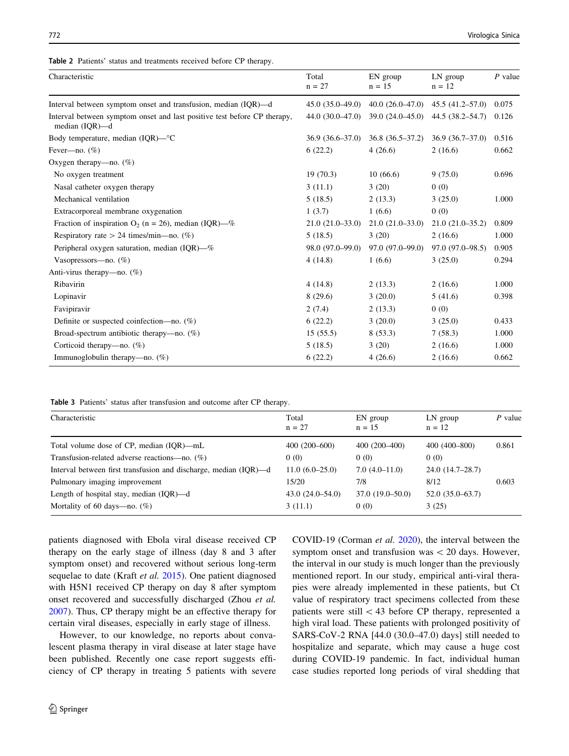Table 2 Patients' status and treatments received before CP therapy.

| Characteristic | Total n = 27 | EN group n = 15 | LN group n = 12 | *P* value |
|---|---|---|---|---|
| Interval between symptom onset and transfusion, median (IQR)—d | 45.0 (35.0–49.0) | 40.0 (26.0–47.0) | 45.5 (41.2–57.0) | 0.075 |
| Interval between symptom onset and last positive test before CP therapy, median (IQR)—d | 44.0 (30.0–47.0) | 39.0 (24.0–45.0) | 44.5 (38.2–54.7) | 0.126 |
| Body temperature, median (IQR)—°C | 36.9 (36.6–37.0) | 36.8 (36.5–37.2) | 36.9 (36.7–37.0) | 0.516 |
| Fever—no. (%) | 6 (22.2) | 4 (26.6) | 2 (16.6) | 0.662 |
| Oxygen therapy—no. (%) | | | | |
| No oxygen treatment | 19 (70.3) | 10 (66.6) | 9 (75.0) | 0.696 |
| Nasal catheter oxygen therapy | 3 (11.1) | 3 (20) | 0 (0) | |
| Mechanical ventilation | 5 (18.5) | 2 (13.3) | 3 (25.0) | 1.000 |
| Extracorporeal membrane oxygenation | 1 (3.7) | 1 (6.6) | 0 (0) | |
| Fraction of inspiration $O_2$ (n = 26), median (IQR)—% | 21.0 (21.0–33.0) | 21.0 (21.0–33.0) | 21.0 (21.0–35.2) | 0.809 |
| Respiratory rate > 24 times/min—no. (%) | 5 (18.5) | 3 (20) | 2 (16.6) | 1.000 |
| Peripheral oxygen saturation, median (IQR)—% | 98.0 (97.0–99.0) | 97.0 (97.0–99.0) | 97.0 (97.0–98.5) | 0.905 |
| Vasopressors—no. (%) | 4 (14.8) | 1 (6.6) | 3 (25.0) | 0.294 |
| Anti-virus therapy—no. (%) | | | | |
| Ribavirin | 4 (14.8) | 2 (13.3) | 2 (16.6) | 1.000 |
| Lopinavir | 8 (29.6) | 3 (20.0) | 5 (41.6) | 0.398 |
| Favipiravir | 2 (7.4) | 2 (13.3) | 0 (0) | |
| Definite or suspected coinfection—no. (%) | 6 (22.2) | 3 (20.0) | 3 (25.0) | 0.433 |
| Broad-spectrum antibiotic therapy—no. (%) | 15 (55.5) | 8 (53.3) | 7 (58.3) | 1.000 |
| Corticoid therapy—no. (%) | 5 (18.5) | 3 (20) | 2 (16.6) | 1.000 |
| Immunoglobulin therapy—no. (%) | 6 (22.2) | 4 (26.6) | 2 (16.6) | 0.662 |

Table 3 Patients' status after transfusion and outcome after CP therapy.

| Characteristic | Total n = 27 | EN group n = 15 | LN group n = 12 | *P* value |
|---|---|---|---|---|
| Total volume dose of CP, median (IQR)—mL | 400 (200–600) | 400 (200–400) | 400 (400–800) | 0.861 |
| Transfusion-related adverse reactions—no. (%) | 0 (0) | 0 (0) | 0 (0) | |
| Interval between first transfusion and discharge, median (IQR)—d | 11.0 (6.0–25.0) | 7.0 (4.0–11.0) | 24.0 (14.7–28.7) | |
| Pulmonary imaging improvement | 15/20 | 7/8 | 8/12 | 0.603 |
| Length of hospital stay, median (IQR)—d | 43.0 (24.0–54.0) | 37.0 (19.0–50.0) | 52.0 (35.0–63.7) | |
| Mortality of 60 days—no. (%) | 3 (11.1) | 0 (0) | 3 (25) | |

patients diagnosed with Ebola viral disease received CP therapy on the early stage of illness (day 8 and 3 after symptom onset) and recovered without serious long-term sequelae to date (Kraft *et al.* 2015). One patient diagnosed with H5N1 received CP therapy on day 8 after symptom onset recovered and successfully discharged (Zhou *et al.* 2007). Thus, CP therapy might be an effective therapy for certain viral diseases, especially in early stage of illness.

However, to our knowledge, no reports about convalescent plasma therapy in viral disease at later stage have been published. Recently one case report suggests efficiency of CP therapy in treating 5 patients with severe COVID-19 (Corman *et al.* 2020), the interval between the symptom onset and transfusion was < 20 days. However, the interval in our study is much longer than the previously mentioned report. In our study, empirical anti-viral therapies were already implemented in these patients, but Ct value of respiratory tract specimens collected from these patients were still < 43 before CP therapy, represented a high viral load. These patients with prolonged positivity of SARS-CoV-2 RNA [44.0 (30.0–47.0) days] still needed to hospitalize and separate, which may cause a huge cost during COVID-19 pandemic. In fact, individual human case studies reported long periods of viral shedding that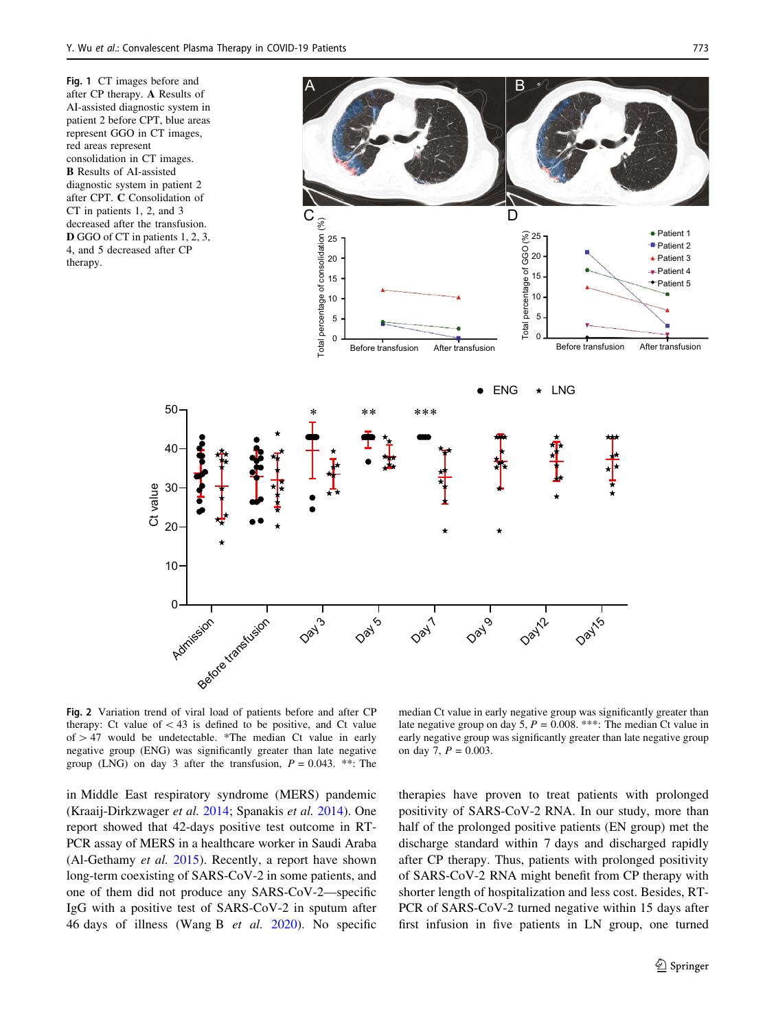**Fig. 1** CT images before and after CP therapy. **A** Results of AI-assisted diagnostic system in patient 2 before CPT, blue areas represent GGO in CT images, red areas represent consolidation in CT images. **B** Results of AI-assisted diagnostic system in patient 2 after CPT. **C** Consolidation of CT in patients 1, 2, and 3 decreased after the transfusion. **D** GGO of CT in patients 1, 2, 3, 4, and 5 decreased after CP therapy.

**Fig. 2** Variation trend of viral load of patients before and after CP therapy: Ct value of < 43 is defined to be positive, and Ct value of > 47 would be undetectable. *The median Ct value in early negative group (ENG) was significantly greater than late negative group (LNG) on day 3 after the transfusion, $P = 0.043$. **: The median Ct value in early negative group was significantly greater than late negative group on day 5, $P = 0.008$. ***: The median Ct value in early negative group was significantly greater than late negative group on day 7, $P = 0.003$.

in Middle East respiratory syndrome (MERS) pandemic (Kraaij-Dirkzwager *et al.* 2014; Spanakis *et al.* 2014). One report showed that 42-days positive test outcome in RT-PCR assay of MERS in a healthcare worker in Saudi Araba (Al-Gethamy *et al.* 2015). Recently, a report have shown long-term coexisting of SARS-CoV-2 in some patients, and one of them did not produce any SARS-CoV-2—specific IgG with a positive test of SARS-CoV-2 in sputum after 46 days of illness (Wang B *et al.* 2020). No specific therapies have proven to treat patients with prolonged positivity of SARS-CoV-2 RNA. In our study, more than half of the prolonged positive patients (EN group) met the discharge standard within 7 days and discharged rapidly after CP therapy. Thus, patients with prolonged positivity of SARS-CoV-2 RNA might benefit from CP therapy with shorter length of hospitalization and less cost. Besides, RT-PCR of SARS-CoV-2 turned negative within 15 days after first infusion in five patients in LN group, one turned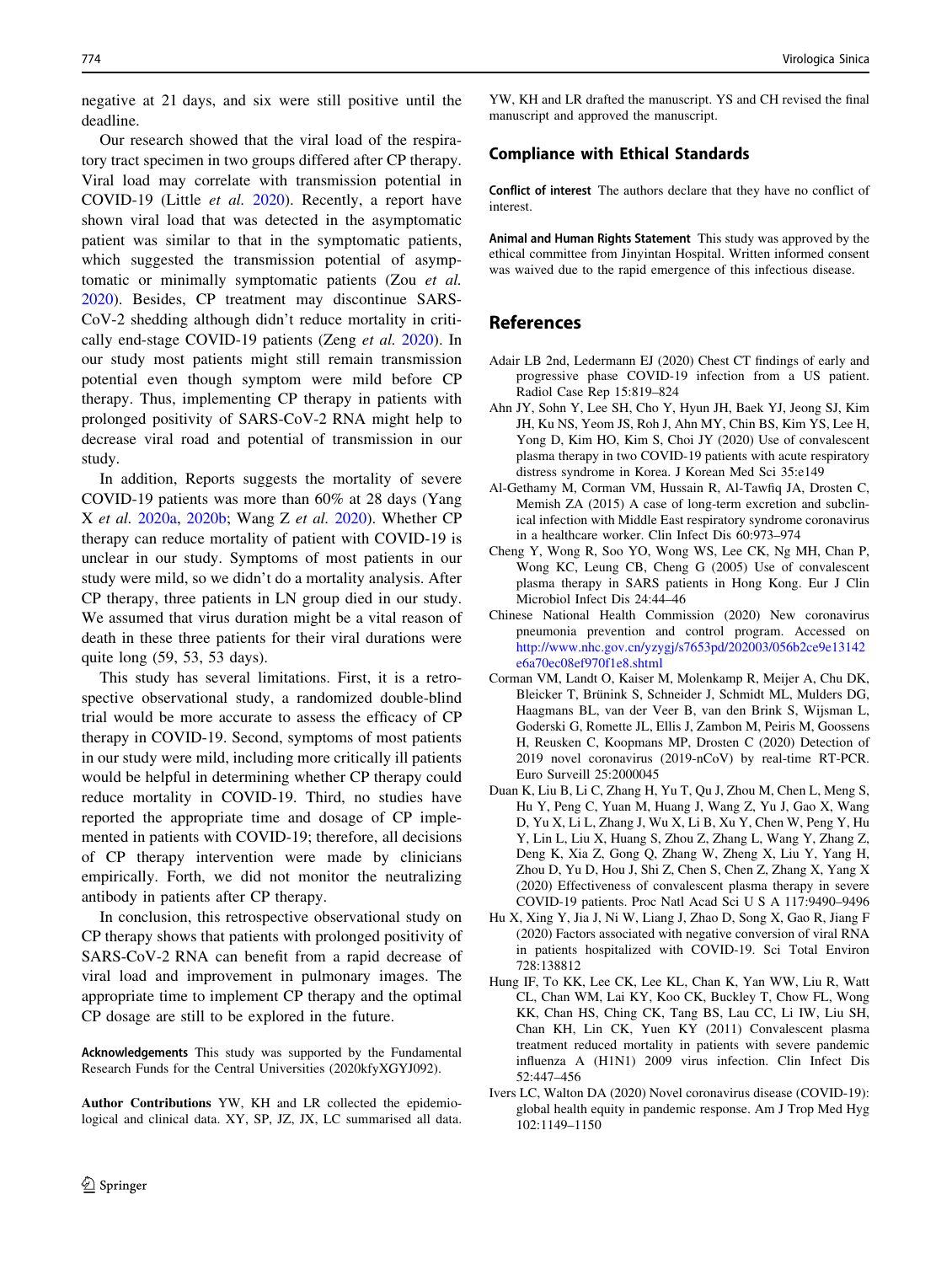negative at 21 days, and six were still positive until the deadline.

Our research showed that the viral load of the respiratory tract specimen in two groups differed after CP therapy. Viral load may correlate with transmission potential in COVID-19 (Little *et al.* 2020). Recently, a report have shown viral load that was detected in the asymptomatic patient was similar to that in the symptomatic patients, which suggested the transmission potential of asymptomatic or minimally symptomatic patients (Zou *et al.* 2020). Besides, CP treatment may discontinue SARS-CoV-2 shedding although didn't reduce mortality in critically end-stage COVID-19 patients (Zeng *et al.* 2020). In our study most patients might still remain transmission potential even though symptom were mild before CP therapy. Thus, implementing CP therapy in patients with prolonged positivity of SARS-CoV-2 RNA might help to decrease viral road and potential of transmission in our study.

In addition, Reports suggests the mortality of severe COVID-19 patients was more than 60% at 28 days (Yang X *et al.* 2020a, 2020b; Wang Z *et al.* 2020). Whether CP therapy can reduce mortality of patient with COVID-19 is unclear in our study. Symptoms of most patients in our study were mild, so we didn't do a mortality analysis. After CP therapy, three patients in LN group died in our study. We assumed that virus duration might be a vital reason of death in these three patients for their viral durations were quite long (59, 53, 53 days).

This study has several limitations. First, it is a retrospective observational study, a randomized double-blind trial would be more accurate to assess the efficacy of CP therapy in COVID-19. Second, symptoms of most patients in our study were mild, including more critically ill patients would be helpful in determining whether CP therapy could reduce mortality in COVID-19. Third, no studies have reported the appropriate time and dosage of CP implemented in patients with COVID-19; therefore, all decisions of CP therapy intervention were made by clinicians empirically. Forth, we did not monitor the neutralizing antibody in patients after CP therapy.

In conclusion, this retrospective observational study on CP therapy shows that patients with prolonged positivity of SARS-CoV-2 RNA can benefit from a rapid decrease of viral load and improvement in pulmonary images. The appropriate time to implement CP therapy and the optimal CP dosage are still to be explored in the future.

**Acknowledgements** This study was supported by the Fundamental Research Funds for the Central Universities (2020kfyXGYJ092).

**Author Contributions** YW, KH and LR collected the epidemiological and clinical data. XY, SP, JZ, JX, LC summarised all data. YW, KH and LR drafted the manuscript. YS and CH revised the final manuscript and approved the manuscript.

## Compliance with Ethical Standards

**Conflict of interest** The authors declare that they have no conflict of interest.

**Animal and Human Rights Statement** This study was approved by the ethical committee from Jinyintan Hospital. Written informed consent was waived due to the rapid emergence of this infectious disease.

## References

Adair LB 2nd, Ledermann EJ (2020) Chest CT findings of early and progressive phase COVID-19 infection from a US patient. Radiol Case Rep 15:819–824

Ahn JY, Sohn Y, Lee SH, Cho Y, Hyun JH, Baek YJ, Jeong SJ, Kim JH, Ku NS, Yeom JS, Roh J, Ahn MY, Chin BS, Kim YS, Lee H, Yong D, Kim HO, Kim S, Choi JY (2020) Use of convalescent plasma therapy in two COVID-19 patients with acute respiratory distress syndrome in Korea. J Korean Med Sci 35:e149

Al-Gethamy M, Corman VM, Hussain R, Al-Tawfiq JA, Drosten C, Memish ZA (2015) A case of long-term excretion and subclinical infection with Middle East respiratory syndrome coronavirus in a healthcare worker. Clin Infect Dis 60:973–974

Cheng Y, Wong R, Soo YO, Wong WS, Lee CK, Ng MH, Chan P, Wong KC, Leung CB, Cheng G (2005) Use of convalescent plasma therapy in SARS patients in Hong Kong. Eur J Clin Microbiol Infect Dis 24:44–46

Chinese National Health Commission (2020) New coronavirus pneumonia prevention and control program. Accessed on http://www.nhc.gov.cn/yzygj/s7653pd/202003/056b2ce9e13142e6a70ec08ef970f1e8.shtml

Corman VM, Landt O, Kaiser M, Molenkamp R, Meijer A, Chu DK, Bleicker T, Brünink S, Schneider J, Schmidt ML, Mulders DG, Haagmans BL, van der Veer B, van den Brink S, Wijsman L, Goderski G, Romette JL, Ellis J, Zambon M, Peiris M, Goossens H, Reusken C, Koopmans MP, Drosten C (2020) Detection of 2019 novel coronavirus (2019-nCoV) by real-time RT-PCR. Euro Surveill 25:2000045

Duan K, Liu B, Li C, Zhang H, Yu T, Qu J, Zhou M, Chen L, Meng S, Hu Y, Peng C, Yuan M, Huang J, Wang Z, Yu J, Gao X, Wang D, Yu X, Li L, Zhang J, Wu X, Li B, Xu Y, Chen W, Peng Y, Hu Y, Lin L, Liu X, Huang S, Zhou Z, Zhang L, Wang Y, Zhang Z, Deng K, Xia Z, Gong Q, Zhang W, Zheng X, Liu Y, Yang H, Zhou D, Yu D, Hou J, Shi Z, Chen S, Chen Z, Zhang X, Yang X (2020) Effectiveness of convalescent plasma therapy in severe COVID-19 patients. Proc Natl Acad Sci U S A 117:9490–9496

Hu X, Xing Y, Jia J, Ni W, Liang J, Zhao D, Song X, Gao R, Jiang F (2020) Factors associated with negative conversion of viral RNA in patients hospitalized with COVID-19. Sci Total Environ 728:138812

Hung IF, To KK, Lee CK, Lee KL, Chan K, Yan WW, Liu R, Watt CL, Chan WM, Lai KY, Koo CK, Buckley T, Chow FL, Wong KK, Chan HS, Ching CK, Tang BS, Lau CC, Li IW, Liu SH, Chan KH, Lin CK, Yuen KY (2011) Convalescent plasma treatment reduced mortality in patients with severe pandemic influenza A (H1N1) 2009 virus infection. Clin Infect Dis 52:447–456

Ivers LC, Walton DA (2020) Novel coronavirus disease (COVID-19): global health equity in pandemic response. Am J Trop Med Hyg 102:1149–1150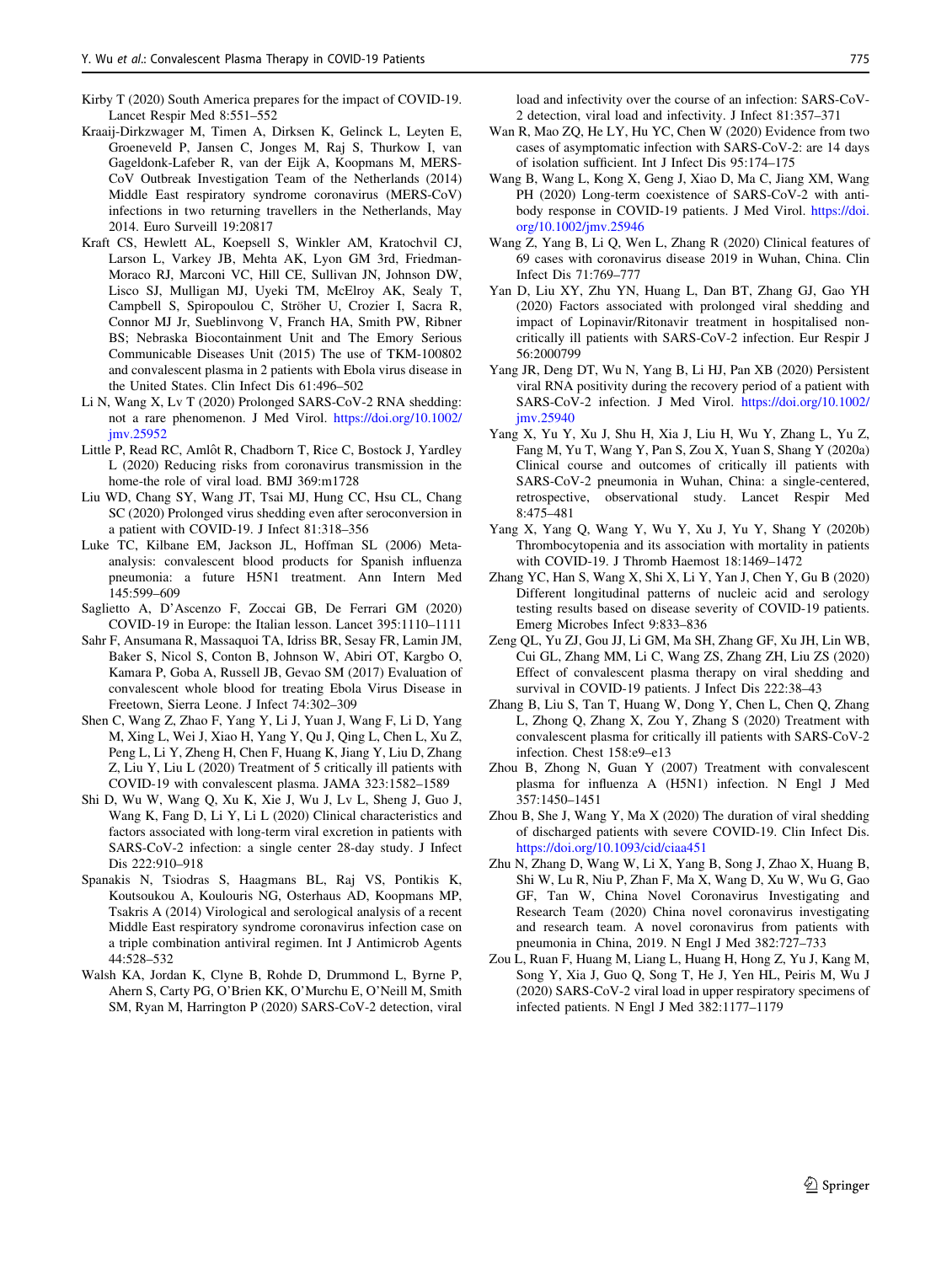Kirby T (2020) South America prepares for the impact of COVID-19. Lancet Respir Med 8:551–552

Kraaij-Dirkzwager M, Timen A, Dirksen K, Gelinck L, Leyten E, Groeneveld P, Jansen C, Jonges M, Raj S, Thurkow I, van Gageldonk-Lafeber R, van der Eijk A, Koopmans M, MERS-CoV Outbreak Investigation Team of the Netherlands (2014) Middle East respiratory syndrome coronavirus (MERS-CoV) infections in two returning travellers in the Netherlands, May 2014. Euro Surveill 19:20817

Kraft CS, Hewlett AL, Koepsell S, Winkler AM, Kratochvil CJ, Larson L, Varkey JB, Mehta AK, Lyon GM 3rd, Friedman-Moraco RJ, Marconi VC, Hill CE, Sullivan JN, Johnson DW, Lisco SJ, Mulligan MJ, Uyeki TM, McElroy AK, Sealy T, Campbell S, Spiropoulou C, Ströher U, Crozier I, Sacra R, Connor MJ Jr, Sueblinvong V, Franch HA, Smith PW, Ribner BS; Nebraska Biocontainment Unit and The Emory Serious Communicable Diseases Unit (2015) The use of TKM-100802 and convalescent plasma in 2 patients with Ebola virus disease in the United States. Clin Infect Dis 61:496–502

Li N, Wang X, Lv T (2020) Prolonged SARS-CoV-2 RNA shedding: not a rare phenomenon. J Med Virol. https://doi.org/10.1002/jmv.25952

Little P, Read RC, Amlôt R, Chadborn T, Rice C, Bostock J, Yardley L (2020) Reducing risks from coronavirus transmission in the home-the role of viral load. BMJ 369:m1728

Liu WD, Chang SY, Wang JT, Tsai MJ, Hung CC, Hsu CL, Chang SC (2020) Prolonged virus shedding even after seroconversion in a patient with COVID-19. J Infect 81:318–356

Luke TC, Kilbane EM, Jackson JL, Hoffman SL (2006) Meta-analysis: convalescent blood products for Spanish influenza pneumonia: a future H5N1 treatment. Ann Intern Med 145:599–609

Saglietto A, D'Ascenzo F, Zoccai GB, De Ferrari GM (2020) COVID-19 in Europe: the Italian lesson. Lancet 395:1110–1111

Sahr F, Ansumana R, Massaquoi TA, Idriss BR, Sesay FR, Lamin JM, Baker S, Nicol S, Conton B, Johnson W, Abiri OT, Kargbo O, Kamara P, Goba A, Russell JB, Gevao SM (2017) Evaluation of convalescent whole blood for treating Ebola Virus Disease in Freetown, Sierra Leone. J Infect 74:302–309

Shen C, Wang Z, Zhao F, Yang Y, Li J, Yuan J, Wang F, Li D, Yang M, Xing L, Wei J, Xiao H, Yang Y, Qu J, Qing L, Chen L, Xu Z, Peng L, Li Y, Zheng H, Chen F, Huang K, Jiang Y, Liu D, Zhang Z, Liu Y, Liu L (2020) Treatment of 5 critically ill patients with COVID-19 with convalescent plasma. JAMA 323:1582–1589

Shi D, Wu W, Wang Q, Xu K, Xie J, Wu J, Lv L, Sheng J, Guo J, Wang K, Fang D, Li Y, Li L (2020) Clinical characteristics and factors associated with long-term viral excretion in patients with SARS-CoV-2 infection: a single center 28-day study. J Infect Dis 222:910–918

Spanakis N, Tsiodras S, Haagmans BL, Raj VS, Pontikis K, Koutsoukou A, Koulouris NG, Osterhaus AD, Koopmans MP, Tsakris A (2014) Virological and serological analysis of a recent Middle East respiratory syndrome coronavirus infection case on a triple combination antiviral regimen. Int J Antimicrob Agents 44:528–532

Walsh KA, Jordan K, Clyne B, Rohde D, Drummond L, Byrne P, Ahern S, Carty PG, O'Brien KK, O'Murchu E, O'Neill M, Smith SM, Ryan M, Harrington P (2020) SARS-CoV-2 detection, viral load and infectivity over the course of an infection: SARS-CoV-2 detection, viral load and infectivity. J Infect 81:357–371

Wan R, Mao ZQ, He LY, Hu YC, Chen W (2020) Evidence from two cases of asymptomatic infection with SARS-CoV-2: are 14 days of isolation sufficient. Int J Infect Dis 95:174–175

Wang B, Wang L, Kong X, Geng J, Xiao D, Ma C, Jiang XM, Wang PH (2020) Long-term coexistence of SARS-CoV-2 with antibody response in COVID-19 patients. J Med Virol. https://doi.org/10.1002/jmv.25946

Wang Z, Yang B, Li Q, Wen L, Zhang R (2020) Clinical features of 69 cases with coronavirus disease 2019 in Wuhan, China. Clin Infect Dis 71:769–777

Yan D, Liu XY, Zhu YN, Huang L, Dan BT, Zhang GJ, Gao YH (2020) Factors associated with prolonged viral shedding and impact of Lopinavir/Ritonavir treatment in hospitalised non-critically ill patients with SARS-CoV-2 infection. Eur Respir J 56:2000799

Yang JR, Deng DT, Wu N, Yang B, Li HJ, Pan XB (2020) Persistent viral RNA positivity during the recovery period of a patient with SARS-CoV-2 infection. J Med Virol. https://doi.org/10.1002/jmv.25940

Yang X, Yu Y, Xu J, Shu H, Xia J, Liu H, Wu Y, Zhang L, Yu Z, Fang M, Yu T, Wang Y, Pan S, Zou X, Yuan S, Shang Y (2020a) Clinical course and outcomes of critically ill patients with SARS-CoV-2 pneumonia in Wuhan, China: a single-centered, retrospective, observational study. Lancet Respir Med 8:475–481

Yang X, Yang Q, Wang Y, Wu Y, Xu J, Yu Y, Shang Y (2020b) Thrombocytopenia and its association with mortality in patients with COVID-19. J Thromb Haemost 18:1469–1472

Zhang YC, Han S, Wang X, Shi X, Li Y, Yan J, Chen Y, Gu B (2020) Different longitudinal patterns of nucleic acid and serology testing results based on disease severity of COVID-19 patients. Emerg Microbes Infect 9:833–836

Zeng QL, Yu ZJ, Gou JJ, Li GM, Ma SH, Zhang GF, Xu JH, Lin WB, Cui GL, Zhang MM, Li C, Wang ZS, Zhang ZH, Liu ZS (2020) Effect of convalescent plasma therapy on viral shedding and survival in COVID-19 patients. J Infect Dis 222:38–43

Zhang B, Liu S, Tan T, Huang W, Dong Y, Chen L, Chen Q, Zhang L, Zhong Q, Zhang X, Zou Y, Zhang S (2020) Treatment with convalescent plasma for critically ill patients with SARS-CoV-2 infection. Chest 158:e9–e13

Zhou B, Zhong N, Guan Y (2007) Treatment with convalescent plasma for influenza A (H5N1) infection. N Engl J Med 357:1450–1451

Zhou B, She J, Wang Y, Ma X (2020) The duration of viral shedding of discharged patients with severe COVID-19. Clin Infect Dis. https://doi.org/10.1093/cid/ciaa451

Zhu N, Zhang D, Wang W, Li X, Yang B, Song J, Zhao X, Huang B, Shi W, Lu R, Niu P, Zhan F, Ma X, Wang D, Xu W, Wu G, Gao GF, Tan W, China Novel Coronavirus Investigating and Research Team (2020) China novel coronavirus investigating and research team. A novel coronavirus from patients with pneumonia in China, 2019. N Engl J Med 382:727–733

Zou L, Ruan F, Huang M, Liang L, Huang H, Hong Z, Yu J, Kang M, Song Y, Xia J, Guo Q, Song T, He J, Yen HL, Peiris M, Wu J (2020) SARS-CoV-2 viral load in upper respiratory specimens of infected patients. N Engl J Med 382:1177–1179